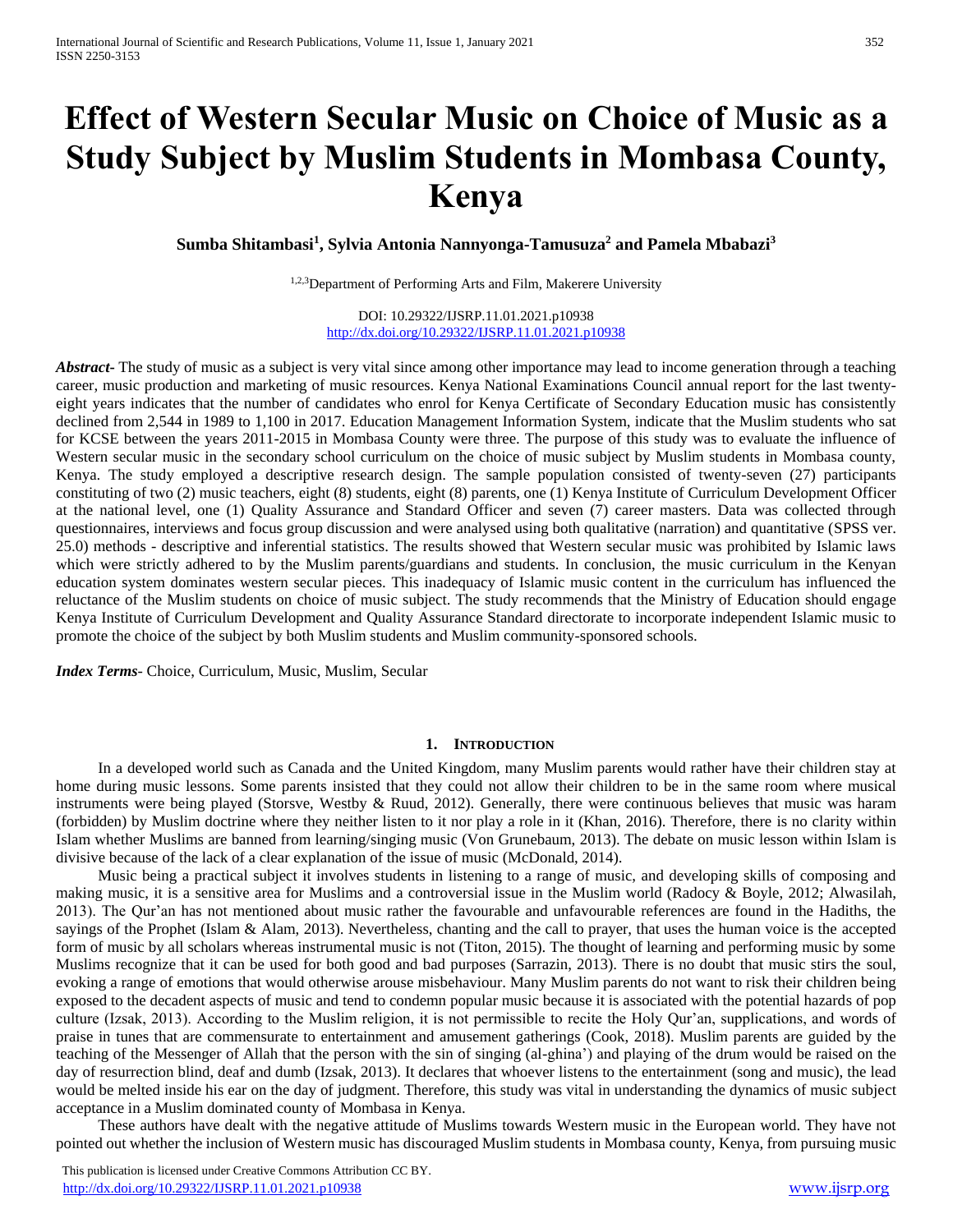# Effect of Western Secular Music on Choice of Music as a Study Subject by Muslim Students in Mombasa County, Kenya

**Sumba Shitambasi[1], Sylvia Antonia Nannyonga-Tamusuza[2] and Pamela Mbabazi[3]**

[1,2,3]Department of Performing Arts and Film, Makerere University

DOI: 10.29322/IJSRP.11.01.2021.p10938
http://dx.doi.org/10.29322/IJSRP.11.01.2021.p10938

***Abstract*-** The study of music as a subject is very vital since among other importance may lead to income generation through a teaching career, music production and marketing of music resources. Kenya National Examinations Council annual report for the last twenty-eight years indicates that the number of candidates who enrol for Kenya Certificate of Secondary Education music has consistently declined from 2,544 in 1989 to 1,100 in 2017. Education Management Information System, indicate that the Muslim students who sat for KCSE between the years 2011-2015 in Mombasa County were three. The purpose of this study was to evaluate the influence of Western secular music in the secondary school curriculum on the choice of music subject by Muslim students in Mombasa county, Kenya. The study employed a descriptive research design. The sample population consisted of twenty-seven (27) participants constituting of two (2) music teachers, eight (8) students, eight (8) parents, one (1) Kenya Institute of Curriculum Development Officer at the national level, one (1) Quality Assurance and Standard Officer and seven (7) career masters. Data was collected through questionnaires, interviews and focus group discussion and were analysed using both qualitative (narration) and quantitative (SPSS ver. 25.0) methods - descriptive and inferential statistics. The results showed that Western secular music was prohibited by Islamic laws which were strictly adhered to by the Muslim parents/guardians and students. In conclusion, the music curriculum in the Kenyan education system dominates western secular pieces. This inadequacy of Islamic music content in the curriculum has influenced the reluctance of the Muslim students on choice of music subject. The study recommends that the Ministry of Education should engage Kenya Institute of Curriculum Development and Quality Assurance Standard directorate to incorporate independent Islamic music to promote the choice of the subject by both Muslim students and Muslim community-sponsored schools.

***Index Terms*-** Choice, Curriculum, Music, Muslim, Secular

## 1. Introduction

In a developed world such as Canada and the United Kingdom, many Muslim parents would rather have their children stay at home during music lessons. Some parents insisted that they could not allow their children to be in the same room where musical instruments were being played (Storsve, Westby & Ruud, 2012). Generally, there were continuous believes that music was haram (forbidden) by Muslim doctrine where they neither listen to it nor play a role in it (Khan, 2016). Therefore, there is no clarity within Islam whether Muslims are banned from learning/singing music (Von Grunebaum, 2013). The debate on music lesson within Islam is divisive because of the lack of a clear explanation of the issue of music (McDonald, 2014).

Music being a practical subject it involves students in listening to a range of music, and developing skills of composing and making music, it is a sensitive area for Muslims and a controversial issue in the Muslim world (Radocy & Boyle, 2012; Alwasilah, 2013). The Qur'an has not mentioned about music rather the favourable and unfavourable references are found in the Hadiths, the sayings of the Prophet (Islam & Alam, 2013). Nevertheless, chanting and the call to prayer, that uses the human voice is the accepted form of music by all scholars whereas instrumental music is not (Titon, 2015). The thought of learning and performing music by some Muslims recognize that it can be used for both good and bad purposes (Sarrazin, 2013). There is no doubt that music stirs the soul, evoking a range of emotions that would otherwise arouse misbehaviour. Many Muslim parents do not want to risk their children being exposed to the decadent aspects of music and tend to condemn popular music because it is associated with the potential hazards of pop culture (Izsak, 2013). According to the Muslim religion, it is not permissible to recite the Holy Qur'an, supplications, and words of praise in tunes that are commensurate to entertainment and amusement gatherings (Cook, 2018). Muslim parents are guided by the teaching of the Messenger of Allah that the person with the sin of singing (al-ghina') and playing of the drum would be raised on the day of resurrection blind, deaf and dumb (Izsak, 2013). It declares that whoever listens to the entertainment (song and music), the lead would be melted inside his ear on the day of judgment. Therefore, this study was vital in understanding the dynamics of music subject acceptance in a Muslim dominated county of Mombasa in Kenya.

These authors have dealt with the negative attitude of Muslims towards Western music in the European world. They have not pointed out whether the inclusion of Western music has discouraged Muslim students in Mombasa county, Kenya, from pursuing music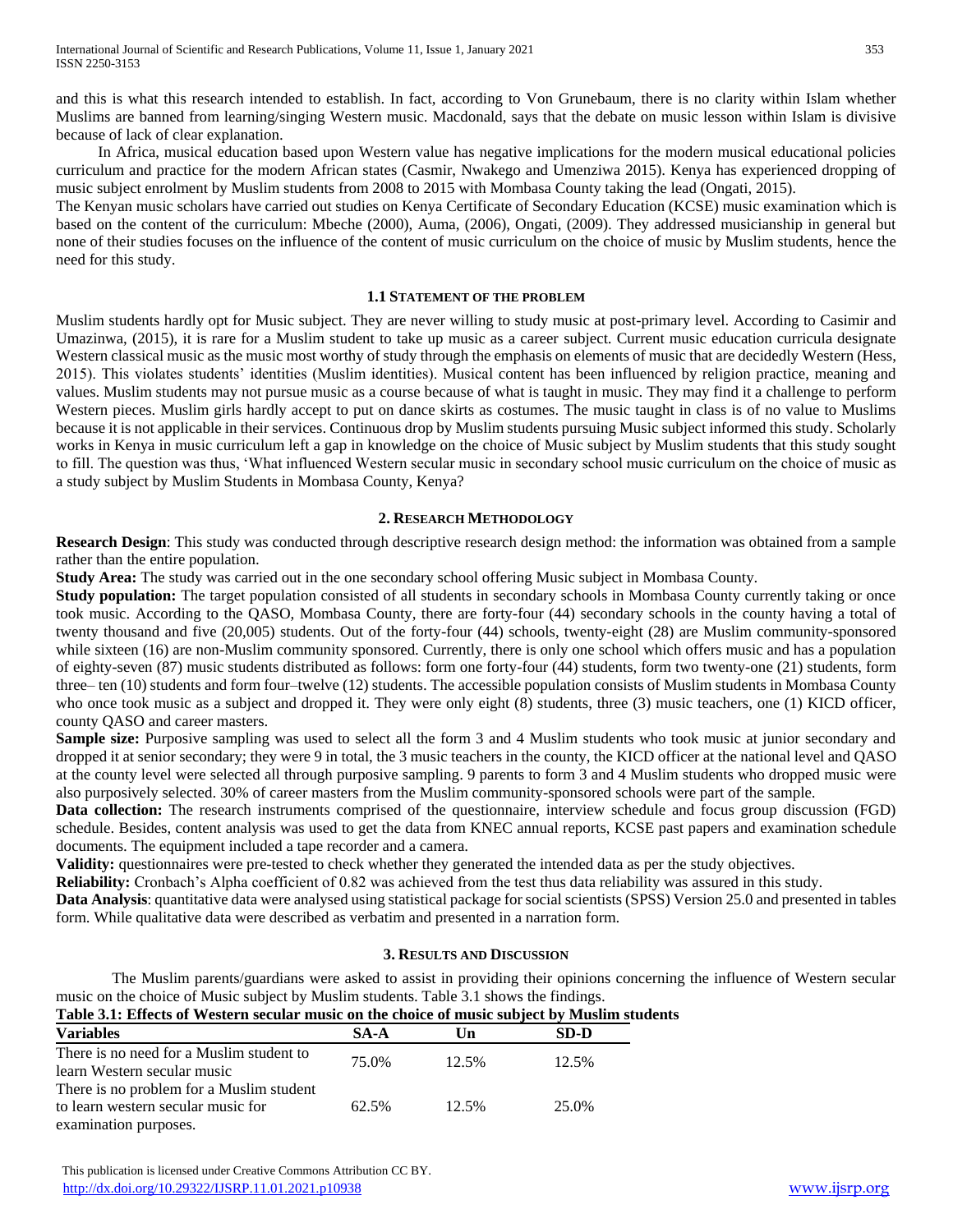and this is what this research intended to establish. In fact, according to Von Grunebaum, there is no clarity within Islam whether Muslims are banned from learning/singing Western music. Macdonald, says that the debate on music lesson within Islam is divisive because of lack of clear explanation.

In Africa, musical education based upon Western value has negative implications for the modern musical educational policies curriculum and practice for the modern African states (Casmir, Nwakego and Umenziwa 2015). Kenya has experienced dropping of music subject enrolment by Muslim students from 2008 to 2015 with Mombasa County taking the lead (Ongati, 2015).

The Kenyan music scholars have carried out studies on Kenya Certificate of Secondary Education (KCSE) music examination which is based on the content of the curriculum: Mbeche (2000), Auma, (2006), Ongati, (2009). They addressed musicianship in general but none of their studies focuses on the influence of the content of music curriculum on the choice of music by Muslim students, hence the need for this study.

### 1.1 Statement of the problem

Muslim students hardly opt for Music subject. They are never willing to study music at post-primary level. According to Casimir and Umazinwa, (2015), it is rare for a Muslim student to take up music as a career subject. Current music education curricula designate Western classical music as the music most worthy of study through the emphasis on elements of music that are decidedly Western (Hess, 2015). This violates students' identities (Muslim identities). Musical content has been influenced by religion practice, meaning and values. Muslim students may not pursue music as a course because of what is taught in music. They may find it a challenge to perform Western pieces. Muslim girls hardly accept to put on dance skirts as costumes. The music taught in class is of no value to Muslims because it is not applicable in their services. Continuous drop by Muslim students pursuing Music subject informed this study. Scholarly works in Kenya in music curriculum left a gap in knowledge on the choice of Music subject by Muslim students that this study sought to fill. The question was thus, 'What influenced Western secular music in secondary school music curriculum on the choice of music as a study subject by Muslim Students in Mombasa County, Kenya?

## 2. Research Methodology

**Research Design**: This study was conducted through descriptive research design method: the information was obtained from a sample rather than the entire population.

**Study Area:** The study was carried out in the one secondary school offering Music subject in Mombasa County.

**Study population:** The target population consisted of all students in secondary schools in Mombasa County currently taking or once took music. According to the QASO, Mombasa County, there are forty-four (44) secondary schools in the county having a total of twenty thousand and five (20,005) students. Out of the forty-four (44) schools, twenty-eight (28) are Muslim community-sponsored while sixteen (16) are non-Muslim community sponsored. Currently, there is only one school which offers music and has a population of eighty-seven (87) music students distributed as follows: form one forty-four (44) students, form two twenty-one (21) students, form three– ten (10) students and form four–twelve (12) students. The accessible population consists of Muslim students in Mombasa County who once took music as a subject and dropped it. They were only eight (8) students, three (3) music teachers, one (1) KICD officer, county QASO and career masters.

**Sample size:** Purposive sampling was used to select all the form 3 and 4 Muslim students who took music at junior secondary and dropped it at senior secondary; they were 9 in total, the 3 music teachers in the county, the KICD officer at the national level and QASO at the county level were selected all through purposive sampling. 9 parents to form 3 and 4 Muslim students who dropped music were also purposively selected. 30% of career masters from the Muslim community-sponsored schools were part of the sample.

**Data collection:** The research instruments comprised of the questionnaire, interview schedule and focus group discussion (FGD) schedule. Besides, content analysis was used to get the data from KNEC annual reports, KCSE past papers and examination schedule documents. The equipment included a tape recorder and a camera.

**Validity:** questionnaires were pre-tested to check whether they generated the intended data as per the study objectives.

**Reliability:** Cronbach's Alpha coefficient of 0.82 was achieved from the test thus data reliability was assured in this study.

**Data Analysis**: quantitative data were analysed using statistical package for social scientists (SPSS) Version 25.0 and presented in tables form. While qualitative data were described as verbatim and presented in a narration form.

## 3. Results and Discussion

The Muslim parents/guardians were asked to assist in providing their opinions concerning the influence of Western secular music on the choice of Music subject by Muslim students. Table 3.1 shows the findings.

**Table 3.1: Effects of Western secular music on the choice of music subject by Muslim students**

| Variables | SA-A | Un | SD-D |
|---|---|---|---|
| There is no need for a Muslim student to learn Western secular music | 75.0% | 12.5% | 12.5% |
| There is no problem for a Muslim student to learn western secular music for examination purposes. | 62.5% | 12.5% | 25.0% |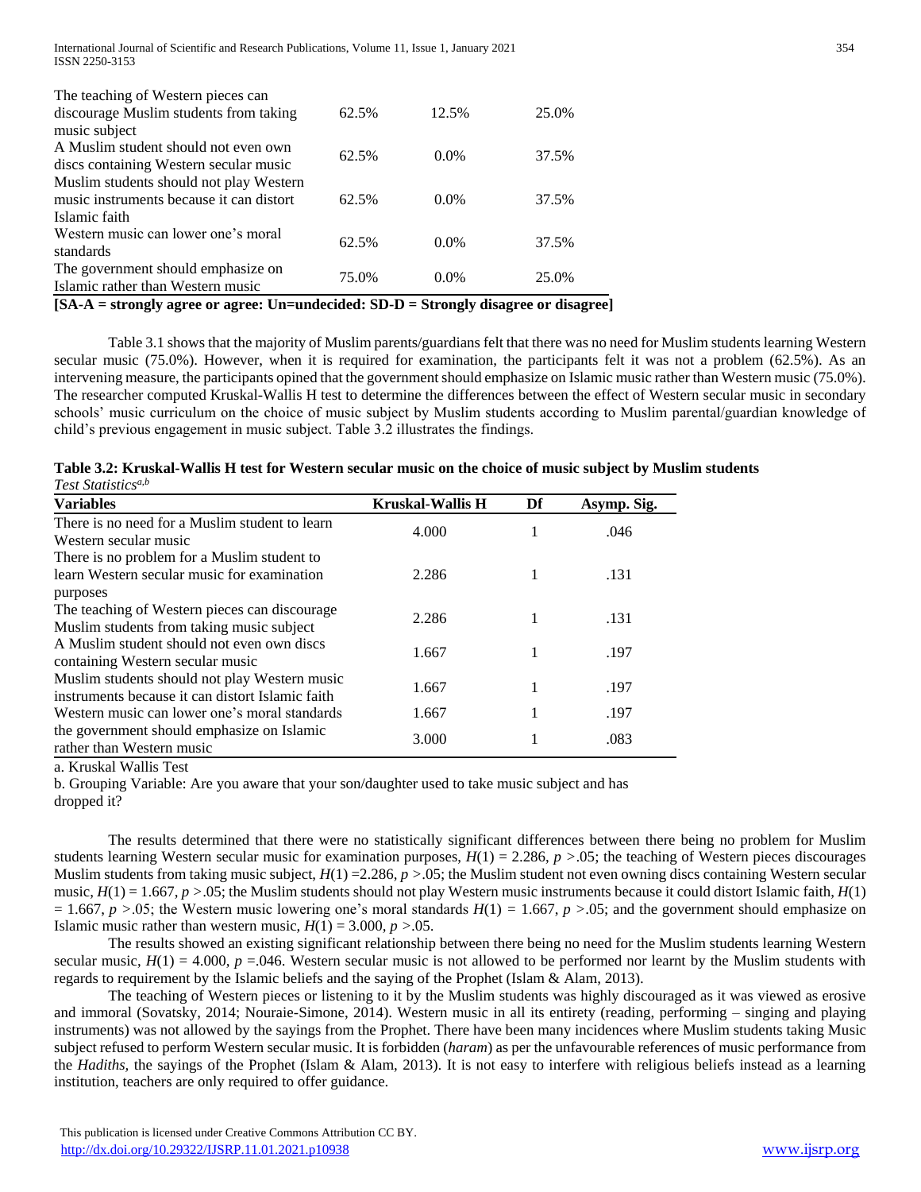| | | | |
|---|---|---|---|
| The teaching of Western pieces can discourage Muslim students from taking music subject | 62.5% | 12.5% | 25.0% |
| A Muslim student should not even own discs containing Western secular music | 62.5% | 0.0% | 37.5% |
| Muslim students should not play Western music instruments because it can distort Islamic faith | 62.5% | 0.0% | 37.5% |
| Western music can lower one's moral standards | 62.5% | 0.0% | 37.5% |
| The government should emphasize on Islamic rather than Western music | 75.0% | 0.0% | 25.0% |

**[SA-A = strongly agree or agree: Un=undecided: SD-D = Strongly disagree or disagree]**

Table 3.1 shows that the majority of Muslim parents/guardians felt that there was no need for Muslim students learning Western secular music (75.0%). However, when it is required for examination, the participants felt it was not a problem (62.5%). As an intervening measure, the participants opined that the government should emphasize on Islamic music rather than Western music (75.0%). The researcher computed Kruskal-Wallis H test to determine the differences between the effect of Western secular music in secondary schools' music curriculum on the choice of music subject by Muslim students according to Muslim parental/guardian knowledge of child's previous engagement in music subject. Table 3.2 illustrates the findings.

**Table 3.2: Kruskal-Wallis H test for Western secular music on the choice of music subject by Muslim students**

*Test Statistics*[a,b]

| Variables | Kruskal-Wallis H | Df | Asymp. Sig. |
|---|---|---|---|
| There is no need for a Muslim student to learn Western secular music | 4.000 | 1 | .046 |
| There is no problem for a Muslim student to learn Western secular music for examination purposes | 2.286 | 1 | .131 |
| The teaching of Western pieces can discourage Muslim students from taking music subject | 2.286 | 1 | .131 |
| A Muslim student should not even own discs containing Western secular music | 1.667 | 1 | .197 |
| Muslim students should not play Western music instruments because it can distort Islamic faith | 1.667 | 1 | .197 |
| Western music can lower one's moral standards | 1.667 | 1 | .197 |
| the government should emphasize on Islamic rather than Western music | 3.000 | 1 | .083 |

a. Kruskal Wallis Test

b. Grouping Variable: Are you aware that your son/daughter used to take music subject and has dropped it?

The results determined that there were no statistically significant differences between there being no problem for Muslim students learning Western secular music for examination purposes, $H(1) = 2.286$, $p > .05$; the teaching of Western pieces discourages Muslim students from taking music subject, $H(1) = 2.286$, $p > .05$; the Muslim student not even owning discs containing Western secular music, $H(1) = 1.667$, $p > .05$; the Muslim students should not play Western music instruments because it could distort Islamic faith, $H(1) = 1.667$, $p > .05$; the Western music lowering one's moral standards $H(1) = 1.667$, $p > .05$; and the government should emphasize on Islamic music rather than western music, $H(1) = 3.000$, $p > .05$.

The results showed an existing significant relationship between there being no need for the Muslim students learning Western secular music, $H(1) = 4.000$, $p = .046$. Western secular music is not allowed to be performed nor learnt by the Muslim students with regards to requirement by the Islamic beliefs and the saying of the Prophet (Islam & Alam, 2013).

The teaching of Western pieces or listening to it by the Muslim students was highly discouraged as it was viewed as erosive and immoral (Sovatsky, 2014; Nouraie-Simone, 2014). Western music in all its entirety (reading, performing – singing and playing instruments) was not allowed by the sayings from the Prophet. There have been many incidences where Muslim students taking Music subject refused to perform Western secular music. It is forbidden (*haram*) as per the unfavourable references of music performance from the *Hadiths*, the sayings of the Prophet (Islam & Alam, 2013). It is not easy to interfere with religious beliefs instead as a learning institution, teachers are only required to offer guidance.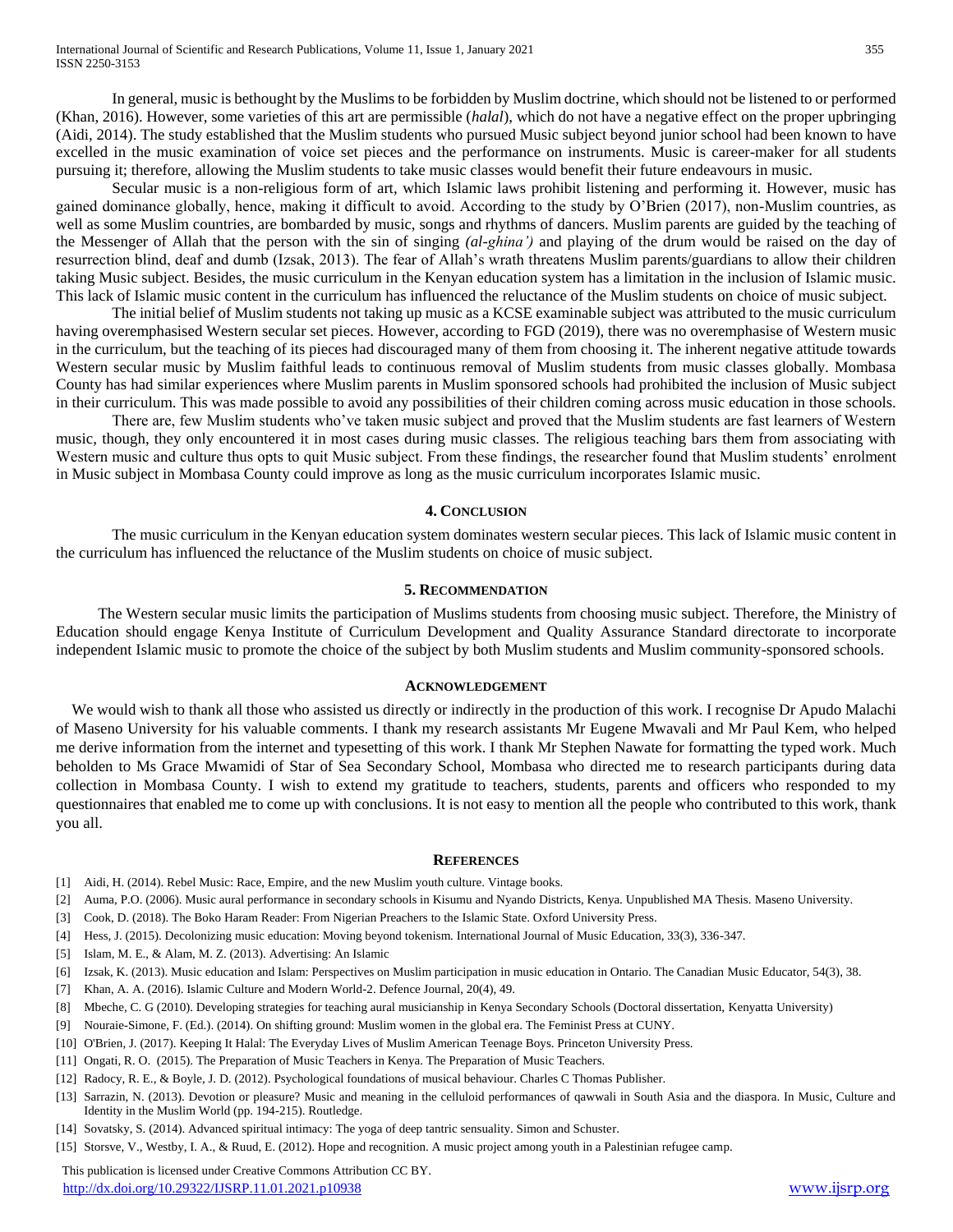In general, music is bethought by the Muslims to be forbidden by Muslim doctrine, which should not be listened to or performed (Khan, 2016). However, some varieties of this art are permissible (*halal*), which do not have a negative effect on the proper upbringing (Aidi, 2014). The study established that the Muslim students who pursued Music subject beyond junior school had been known to have excelled in the music examination of voice set pieces and the performance on instruments. Music is career-maker for all students pursuing it; therefore, allowing the Muslim students to take music classes would benefit their future endeavours in music.

Secular music is a non-religious form of art, which Islamic laws prohibit listening and performing it. However, music has gained dominance globally, hence, making it difficult to avoid. According to the study by O'Brien (2017), non-Muslim countries, as well as some Muslim countries, are bombarded by music, songs and rhythms of dancers. Muslim parents are guided by the teaching of the Messenger of Allah that the person with the sin of singing *(al-ghina')* and playing of the drum would be raised on the day of resurrection blind, deaf and dumb (Izsak, 2013). The fear of Allah's wrath threatens Muslim parents/guardians to allow their children taking Music subject. Besides, the music curriculum in the Kenyan education system has a limitation in the inclusion of Islamic music. This lack of Islamic music content in the curriculum has influenced the reluctance of the Muslim students on choice of music subject.

The initial belief of Muslim students not taking up music as a KCSE examinable subject was attributed to the music curriculum having overemphasised Western secular set pieces. However, according to FGD (2019), there was no overemphasise of Western music in the curriculum, but the teaching of its pieces had discouraged many of them from choosing it. The inherent negative attitude towards Western secular music by Muslim faithful leads to continuous removal of Muslim students from music classes globally. Mombasa County has had similar experiences where Muslim parents in Muslim sponsored schools had prohibited the inclusion of Music subject in their curriculum. This was made possible to avoid any possibilities of their children coming across music education in those schools.

There are, few Muslim students who've taken music subject and proved that the Muslim students are fast learners of Western music, though, they only encountered it in most cases during music classes. The religious teaching bars them from associating with Western music and culture thus opts to quit Music subject. From these findings, the researcher found that Muslim students' enrolment in Music subject in Mombasa County could improve as long as the music curriculum incorporates Islamic music.

## 4. Conclusion

The music curriculum in the Kenyan education system dominates western secular pieces. This lack of Islamic music content in the curriculum has influenced the reluctance of the Muslim students on choice of music subject.

## 5. Recommendation

The Western secular music limits the participation of Muslims students from choosing music subject. Therefore, the Ministry of Education should engage Kenya Institute of Curriculum Development and Quality Assurance Standard directorate to incorporate independent Islamic music to promote the choice of the subject by both Muslim students and Muslim community-sponsored schools.

## Acknowledgement

We would wish to thank all those who assisted us directly or indirectly in the production of this work. I recognise Dr Apudo Malachi of Maseno University for his valuable comments. I thank my research assistants Mr Eugene Mwavali and Mr Paul Kem, who helped me derive information from the internet and typesetting of this work. I thank Mr Stephen Nawate for formatting the typed work. Much beholden to Ms Grace Mwamidi of Star of Sea Secondary School, Mombasa who directed me to research participants during data collection in Mombasa County. I wish to extend my gratitude to teachers, students, parents and officers who responded to my questionnaires that enabled me to come up with conclusions. It is not easy to mention all the people who contributed to this work, thank you all.

## References

[1] Aidi, H. (2014). Rebel Music: Race, Empire, and the new Muslim youth culture. Vintage books.

[2] Auma, P.O. (2006). Music aural performance in secondary schools in Kisumu and Nyando Districts, Kenya. Unpublished MA Thesis. Maseno University.

[3] Cook, D. (2018). The Boko Haram Reader: From Nigerian Preachers to the Islamic State. Oxford University Press.

[4] Hess, J. (2015). Decolonizing music education: Moving beyond tokenism. International Journal of Music Education, 33(3), 336-347.

[5] Islam, M. E., & Alam, M. Z. (2013). Advertising: An Islamic

[6] Izsak, K. (2013). Music education and Islam: Perspectives on Muslim participation in music education in Ontario. The Canadian Music Educator, 54(3), 38.

[7] Khan, A. A. (2016). Islamic Culture and Modern World-2. Defence Journal, 20(4), 49.

[8] Mbeche, C. G (2010). Developing strategies for teaching aural musicianship in Kenya Secondary Schools (Doctoral dissertation, Kenyatta University)

[9] Nouraie-Simone, F. (Ed.). (2014). On shifting ground: Muslim women in the global era. The Feminist Press at CUNY.

[10] O'Brien, J. (2017). Keeping It Halal: The Everyday Lives of Muslim American Teenage Boys. Princeton University Press.

[11] Ongati, R. O. (2015). The Preparation of Music Teachers in Kenya. The Preparation of Music Teachers.

[12] Radocy, R. E., & Boyle, J. D. (2012). Psychological foundations of musical behaviour. Charles C Thomas Publisher.

[13] Sarrazin, N. (2013). Devotion or pleasure? Music and meaning in the celluloid performances of qawwali in South Asia and the diaspora. In Music, Culture and Identity in the Muslim World (pp. 194-215). Routledge.

[14] Sovatsky, S. (2014). Advanced spiritual intimacy: The yoga of deep tantric sensuality. Simon and Schuster.

[15] Storsve, V., Westby, I. A., & Ruud, E. (2012). Hope and recognition. A music project among youth in a Palestinian refugee camp.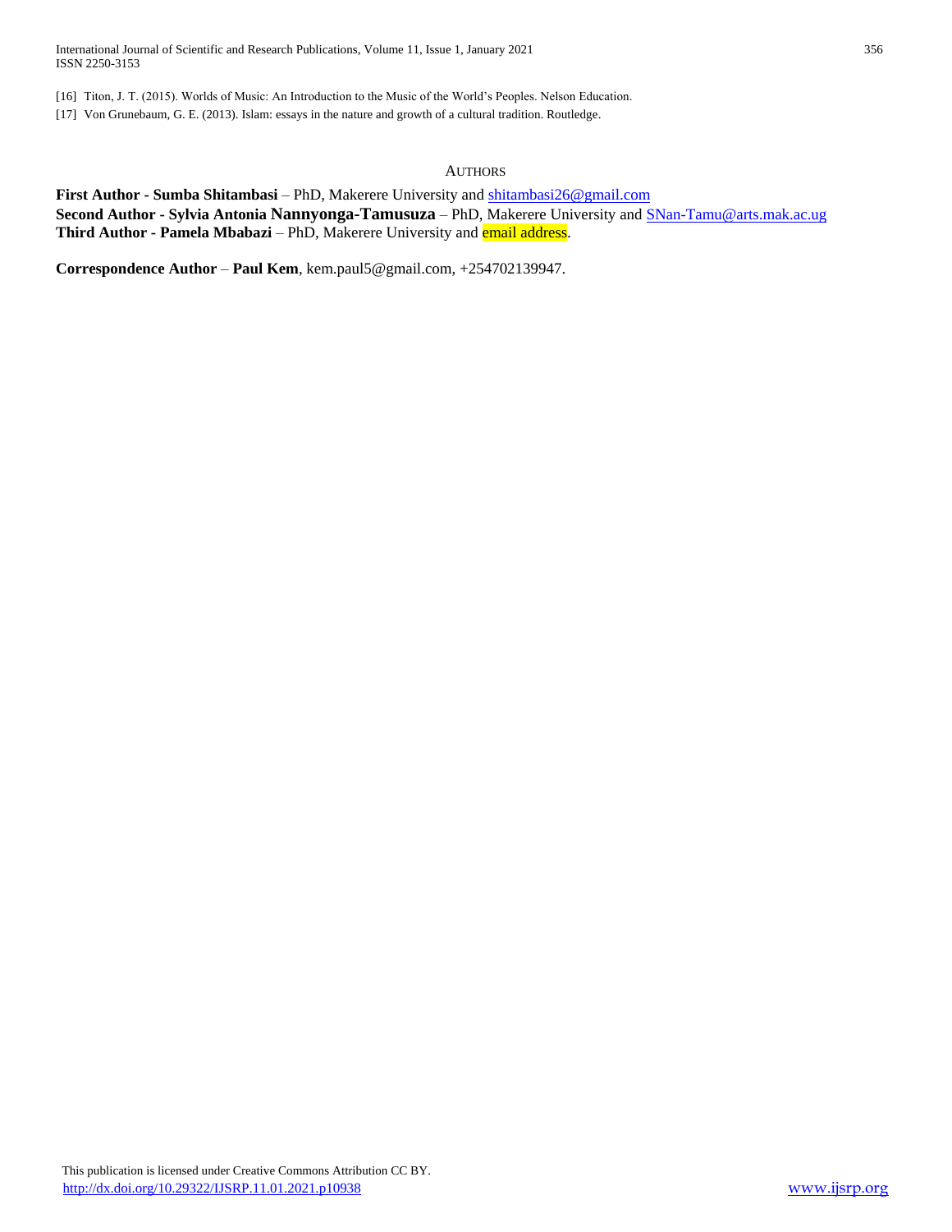[16] Titon, J. T. (2015). Worlds of Music: An Introduction to the Music of the World's Peoples. Nelson Education.

[17] Von Grunebaum, G. E. (2013). Islam: essays in the nature and growth of a cultural tradition. Routledge.

## AUTHORS

**First Author - Sumba Shitambasi** – PhD, Makerere University and shitambasi26@gmail.com

**Second Author - Sylvia Antonia Nannyonga-Tamusuza** – PhD, Makerere University and SNan-Tamu@arts.mak.ac.ug

**Third Author - Pamela Mbabazi** – PhD, Makerere University and email address.

**Correspondence Author** – **Paul Kem**, kem.paul5@gmail.com, +254702139947.